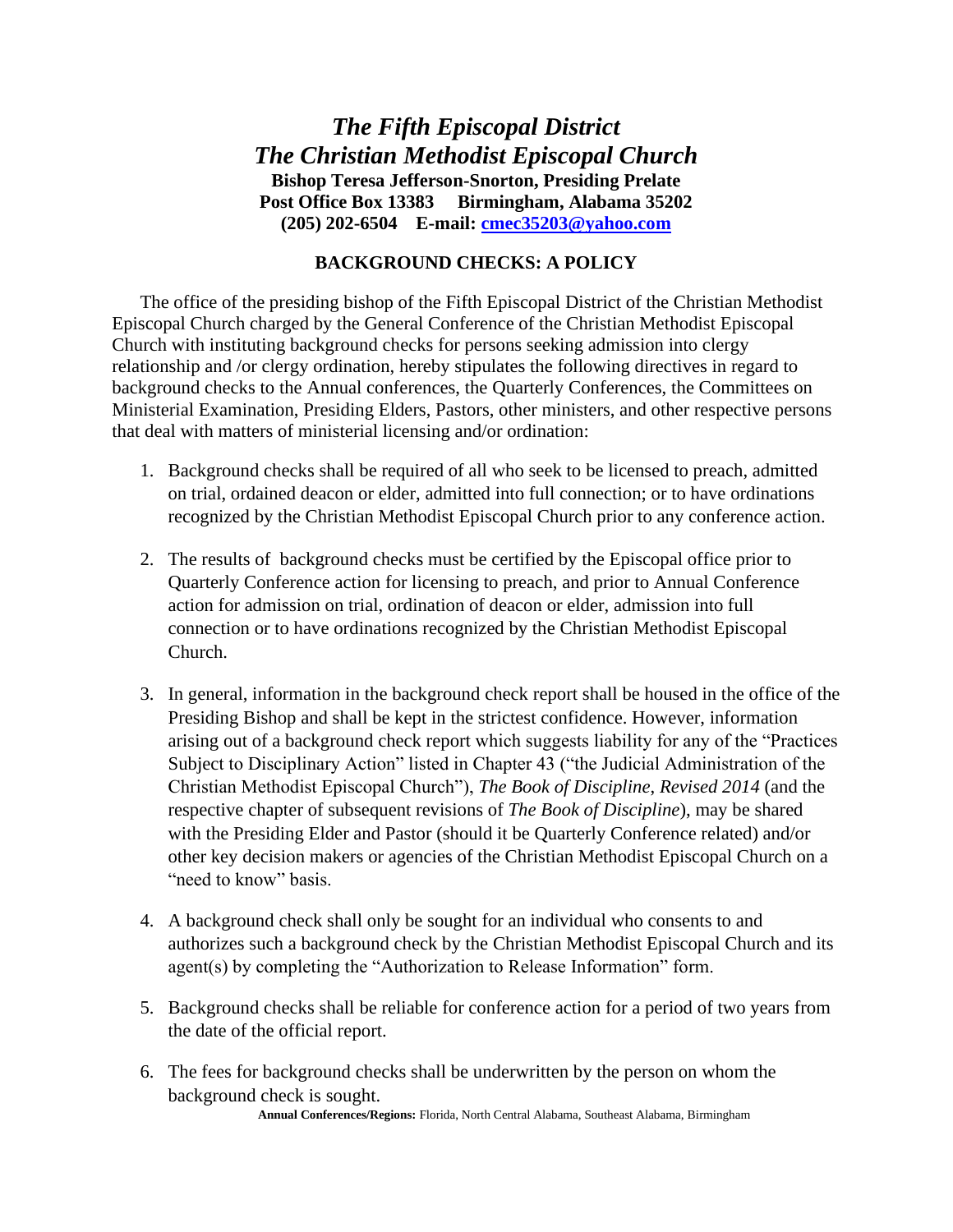# *The Fifth Episcopal District*
# *The Christian Methodist Episcopal Church*

**Bishop Teresa Jefferson-Snorton, Presiding Prelate**
**Post Office Box 13383 Birmingham, Alabama 35202**
**(205) 202-6504 E-mail: cmec35203@yahoo.com**

## BACKGROUND CHECKS: A POLICY

The office of the presiding bishop of the Fifth Episcopal District of the Christian Methodist Episcopal Church charged by the General Conference of the Christian Methodist Episcopal Church with instituting background checks for persons seeking admission into clergy relationship and /or clergy ordination, hereby stipulates the following directives in regard to background checks to the Annual conferences, the Quarterly Conferences, the Committees on Ministerial Examination, Presiding Elders, Pastors, other ministers, and other respective persons that deal with matters of ministerial licensing and/or ordination:

1. Background checks shall be required of all who seek to be licensed to preach, admitted on trial, ordained deacon or elder, admitted into full connection; or to have ordinations recognized by the Christian Methodist Episcopal Church prior to any conference action.

2. The results of background checks must be certified by the Episcopal office prior to Quarterly Conference action for licensing to preach, and prior to Annual Conference action for admission on trial, ordination of deacon or elder, admission into full connection or to have ordinations recognized by the Christian Methodist Episcopal Church.

3. In general, information in the background check report shall be housed in the office of the Presiding Bishop and shall be kept in the strictest confidence. However, information arising out of a background check report which suggests liability for any of the "Practices Subject to Disciplinary Action" listed in Chapter 43 ("the Judicial Administration of the Christian Methodist Episcopal Church"), *The Book of Discipline*, *Revised 2014* (and the respective chapter of subsequent revisions of *The Book of Discipline*), may be shared with the Presiding Elder and Pastor (should it be Quarterly Conference related) and/or other key decision makers or agencies of the Christian Methodist Episcopal Church on a "need to know" basis.

4. A background check shall only be sought for an individual who consents to and authorizes such a background check by the Christian Methodist Episcopal Church and its agent(s) by completing the "Authorization to Release Information" form.

5. Background checks shall be reliable for conference action for a period of two years from the date of the official report.

6. The fees for background checks shall be underwritten by the person on whom the background check is sought.

**Annual Conferences/Regions:** Florida, North Central Alabama, Southeast Alabama, Birmingham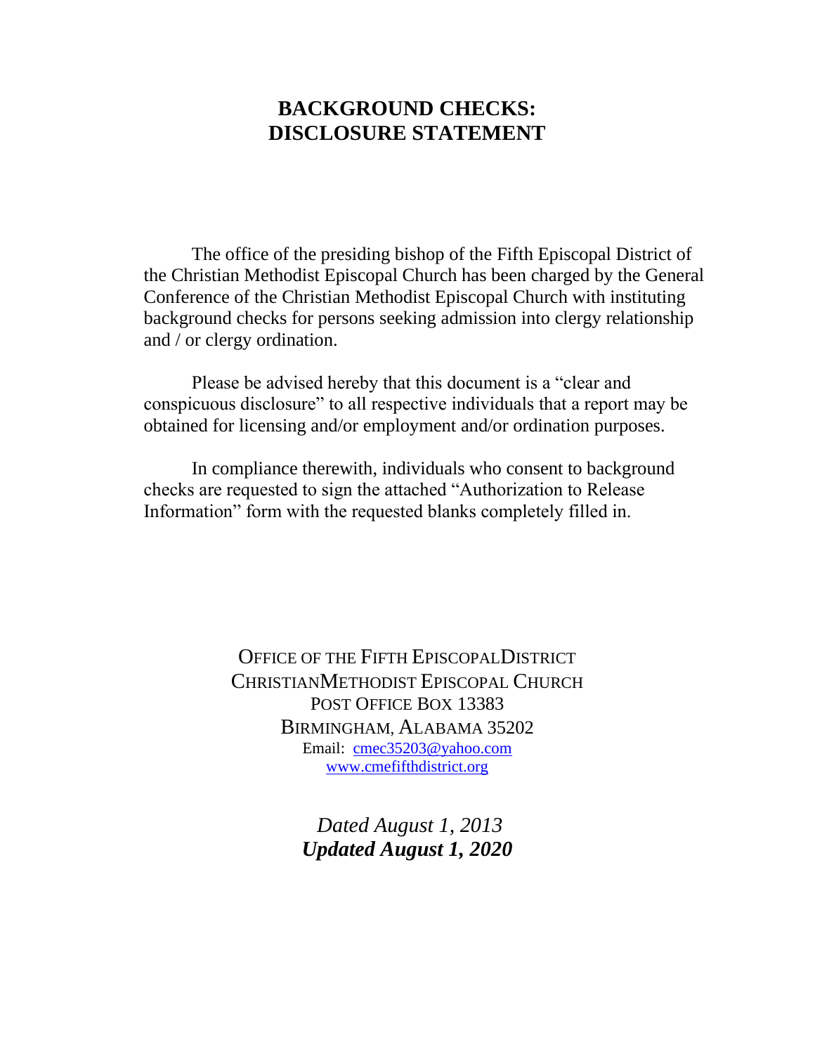# BACKGROUND CHECKS: DISCLOSURE STATEMENT

The office of the presiding bishop of the Fifth Episcopal District of the Christian Methodist Episcopal Church has been charged by the General Conference of the Christian Methodist Episcopal Church with instituting background checks for persons seeking admission into clergy relationship and / or clergy ordination.

Please be advised hereby that this document is a "clear and conspicuous disclosure" to all respective individuals that a report may be obtained for licensing and/or employment and/or ordination purposes.

In compliance therewith, individuals who consent to background checks are requested to sign the attached "Authorization to Release Information" form with the requested blanks completely filled in.

OFFICE OF THE FIFTH EPISCOPAL DISTRICT
CHRISTIAN METHODIST EPISCOPAL CHURCH
POST OFFICE BOX 13383
BIRMINGHAM, ALABAMA 35202
Email: cmec35203@yahoo.com
www.cmefifthdistrict.org

*Dated August 1, 2013*
***Updated August 1, 2020***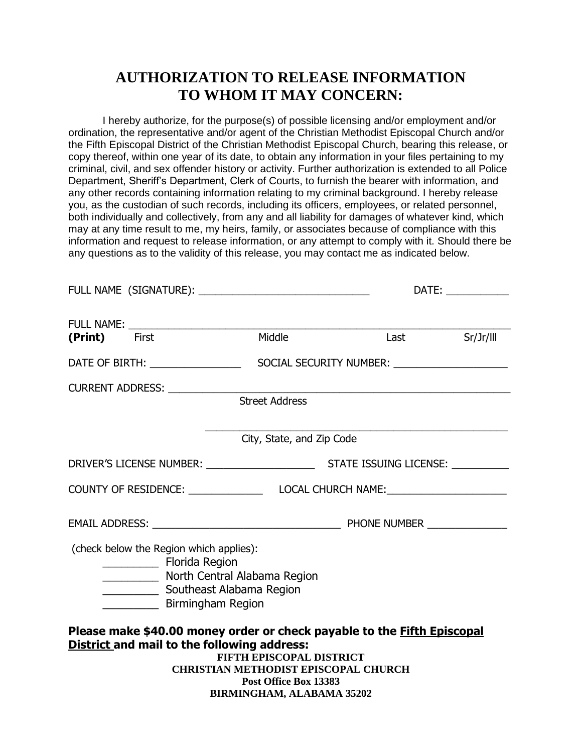# AUTHORIZATION TO RELEASE INFORMATION
# TO WHOM IT MAY CONCERN:

I hereby authorize, for the purpose(s) of possible licensing and/or employment and/or ordination, the representative and/or agent of the Christian Methodist Episcopal Church and/or the Fifth Episcopal District of the Christian Methodist Episcopal Church, bearing this release, or copy thereof, within one year of its date, to obtain any information in your files pertaining to my criminal, civil, and sex offender history or activity. Further authorization is extended to all Police Department, Sheriff's Department, Clerk of Courts, to furnish the bearer with information, and any other records containing information relating to my criminal background. I hereby release you, as the custodian of such records, including its officers, employees, or related personnel, both individually and collectively, from any and all liability for damages of whatever kind, which may at any time result to me, my heirs, family, or associates because of compliance with this information and request to release information, or any attempt to comply with it. Should there be any questions as to the validity of this release, you may contact me as indicated below.

FULL NAME (SIGNATURE): ______________________________ DATE: ___________

FULL NAME: ______________________________________________________________
**(Print)** First Middle Last Sr/Jr/lll

DATE OF BIRTH: ________________ SOCIAL SECURITY NUMBER: ____________________

CURRENT ADDRESS: ________________________________________________________
Street Address

______________________________________________________
City, State, and Zip Code

DRIVER'S LICENSE NUMBER: ___________________ STATE ISSUING LICENSE: __________

COUNTY OF RESIDENCE: _____________ LOCAL CHURCH NAME:_____________________

EMAIL ADDRESS: _________________________________ PHONE NUMBER ______________

(check below the Region which applies):

_________ Florida Region
_________ North Central Alabama Region
_________ Southeast Alabama Region
_________ Birmingham Region

**Please make $40.00 money order or check payable to the <u>Fifth Episcopal District</u> and mail to the following address:**

**FIFTH EPISCOPAL DISTRICT**
**CHRISTIAN METHODIST EPISCOPAL CHURCH**
**Post Office Box 13383**
**BIRMINGHAM, ALABAMA 35202**